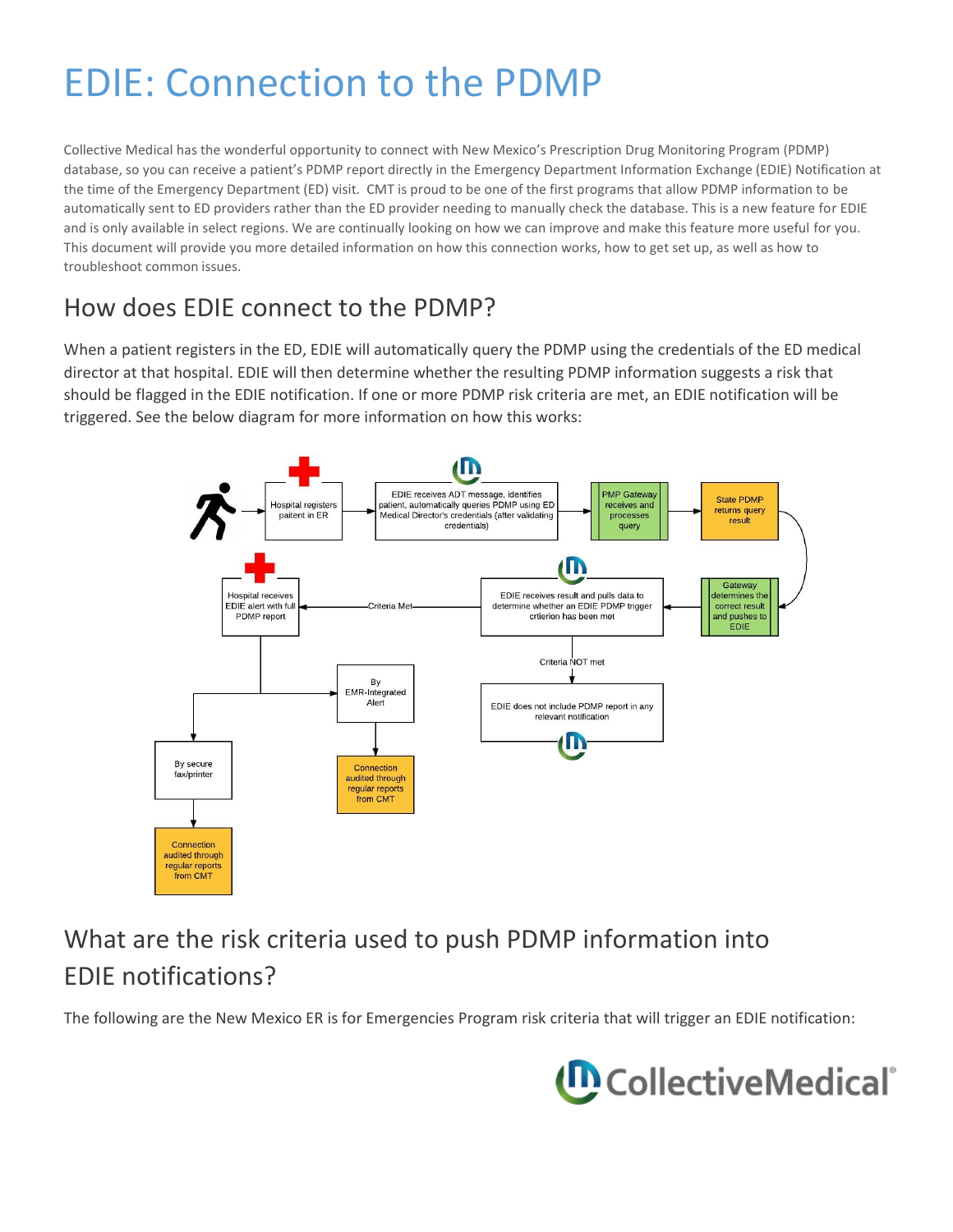# EDIE: Connection to the PDMP

Collective Medical has the wonderful opportunity to connect with New Mexico's Prescription Drug Monitoring Program (PDMP) database, so you can receive a patient's PDMP report directly in the Emergency Department Information Exchange (EDIE) Notification at the time of the Emergency Department (ED) visit. CMT is proud to be one of the first programs that allow PDMP information to be automatically sent to ED providers rather than the ED provider needing to manually check the database. This is a new feature for EDIE and is only available in select regions. We are continually looking on how we can improve and make this feature more useful for you. This document will provide you more detailed information on how this connection works, how to get set up, as well as how to troubleshoot common issues.

## How does EDIE connect to the PDMP?

When a patient registers in the ED, EDIE will automatically query the PDMP using the credentials of the ED medical director at that hospital. EDIE will then determine whether the resulting PDMP information suggests a risk that should be flagged in the EDIE notification. If one or more PDMP risk criteria are met, an EDIE notification will be triggered. See the below diagram for more information on how this works:

Hospital registers paitent in ER → EDIE receives ADT message, identifies patient, automatically queries PDMP using ED Medical Director's credentials (after validating credentials) → PMP Gateway receives and processes query → State PDMP returns query result → Gateway determines the correct result and pushes to EDIE → EDIE receives result and pulls data to determine whether an EDIE PDMP trigger crtierion has been met

- Criteria Met → Hospital receives EDIE alert with full PDMP report
  - By EMR-Integrated Alert → Connection audited through regular reports from CMT
  - By secure fax/printer → Connection audited through regular reports from CMT
- Criteria NOT met → EDIE does not include PDMP report in any relevant notification

## What are the risk criteria used to push PDMP information into EDIE notifications?

The following are the New Mexico ER is for Emergencies Program risk criteria that will trigger an EDIE notification: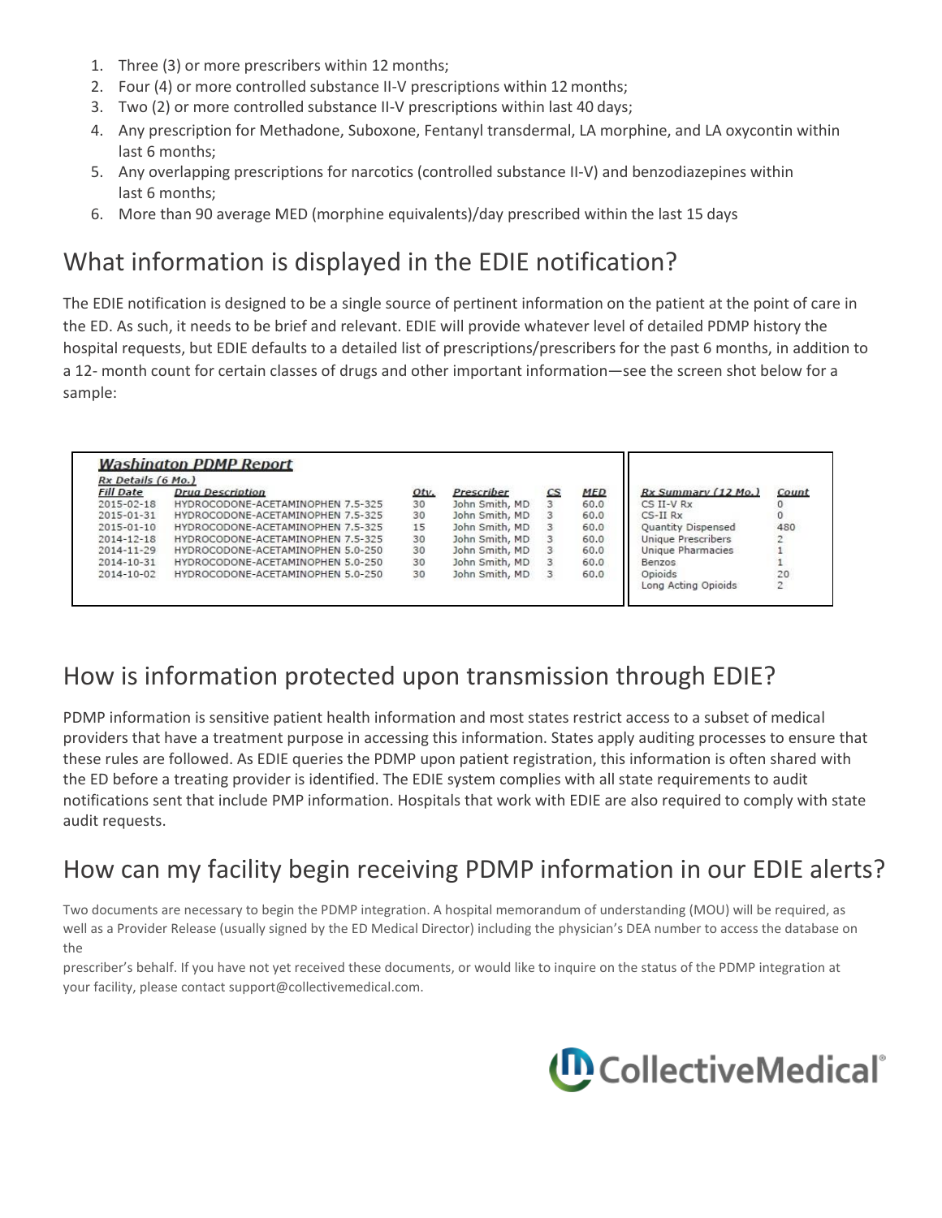1. Three (3) or more prescribers within 12 months;
2. Four (4) or more controlled substance II-V prescriptions within 12 months;
3. Two (2) or more controlled substance II-V prescriptions within last 40 days;
4. Any prescription for Methadone, Suboxone, Fentanyl transdermal, LA morphine, and LA oxycontin within last 6 months;
5. Any overlapping prescriptions for narcotics (controlled substance II-V) and benzodiazepines within last 6 months;
6. More than 90 average MED (morphine equivalents)/day prescribed within the last 15 days

## What information is displayed in the EDIE notification?

The EDIE notification is designed to be a single source of pertinent information on the patient at the point of care in the ED. As such, it needs to be brief and relevant. EDIE will provide whatever level of detailed PDMP history the hospital requests, but EDIE defaults to a detailed list of prescriptions/prescribers for the past 6 months, in addition to a 12- month count for certain classes of drugs and other important information—see the screen shot below for a sample:

**Washington PDMP Report**

*Rx Details (6 Mo.)*

| Fill Date | Drug Description | Qty. | Prescriber | CS | MED |
|---|---|---|---|---|---|
| 2015-02-18 | HYDROCODONE-ACETAMINOPHEN 7.5-325 | 30 | John Smith, MD | 3 | 60.0 |
| 2015-01-31 | HYDROCODONE-ACETAMINOPHEN 7.5-325 | 30 | John Smith, MD | 3 | 60.0 |
| 2015-01-10 | HYDROCODONE-ACETAMINOPHEN 7.5-325 | 15 | John Smith, MD | 3 | 60.0 |
| 2014-12-18 | HYDROCODONE-ACETAMINOPHEN 7.5-325 | 30 | John Smith, MD | 3 | 60.0 |
| 2014-11-29 | HYDROCODONE-ACETAMINOPHEN 5.0-250 | 30 | John Smith, MD | 3 | 60.0 |
| 2014-10-31 | HYDROCODONE-ACETAMINOPHEN 5.0-250 | 30 | John Smith, MD | 3 | 60.0 |
| 2014-10-02 | HYDROCODONE-ACETAMINOPHEN 5.0-250 | 30 | John Smith, MD | 3 | 60.0 |

| Rx Summary (12 Mo.) | Count |
|---|---|
| CS II-V Rx | 0 |
| CS-II Rx | 0 |
| Quantity Dispensed | 480 |
| Unique Prescribers | 2 |
| Unique Pharmacies | 1 |
| Benzos | 1 |
| Opioids | 20 |
| Long Acting Opioids | 2 |

## How is information protected upon transmission through EDIE?

PDMP information is sensitive patient health information and most states restrict access to a subset of medical providers that have a treatment purpose in accessing this information. States apply auditing processes to ensure that these rules are followed. As EDIE queries the PDMP upon patient registration, this information is often shared with the ED before a treating provider is identified. The EDIE system complies with all state requirements to audit notifications sent that include PMP information. Hospitals that work with EDIE are also required to comply with state audit requests.

## How can my facility begin receiving PDMP information in our EDIE alerts?

Two documents are necessary to begin the PDMP integration. A hospital memorandum of understanding (MOU) will be required, as well as a Provider Release (usually signed by the ED Medical Director) including the physician's DEA number to access the database on the prescriber's behalf. If you have not yet received these documents, or would like to inquire on the status of the PDMP integration at your facility, please contact support@collectivemedical.com.

CollectiveMedical®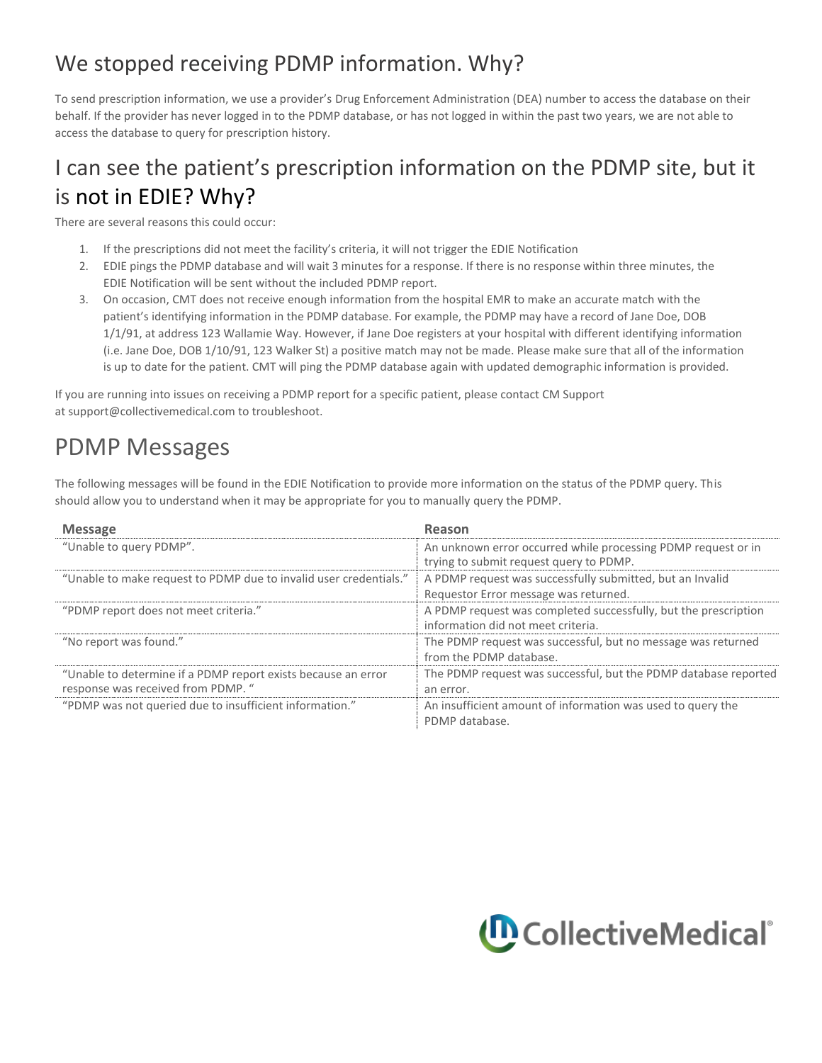## We stopped receiving PDMP information. Why?

To send prescription information, we use a provider's Drug Enforcement Administration (DEA) number to access the database on their behalf. If the provider has never logged in to the PDMP database, or has not logged in within the past two years, we are not able to access the database to query for prescription history.

## I can see the patient's prescription information on the PDMP site, but it is not in EDIE? Why?

There are several reasons this could occur:

1. If the prescriptions did not meet the facility's criteria, it will not trigger the EDIE Notification
2. EDIE pings the PDMP database and will wait 3 minutes for a response. If there is no response within three minutes, the EDIE Notification will be sent without the included PDMP report.
3. On occasion, CMT does not receive enough information from the hospital EMR to make an accurate match with the patient's identifying information in the PDMP database. For example, the PDMP may have a record of Jane Doe, DOB 1/1/91, at address 123 Wallamie Way. However, if Jane Doe registers at your hospital with different identifying information (i.e. Jane Doe, DOB 1/10/91, 123 Walker St) a positive match may not be made. Please make sure that all of the information is up to date for the patient. CMT will ping the PDMP database again with updated demographic information is provided.

If you are running into issues on receiving a PDMP report for a specific patient, please contact CM Support at support@collectivemedical.com to troubleshoot.

## PDMP Messages

The following messages will be found in the EDIE Notification to provide more information on the status of the PDMP query. This should allow you to understand when it may be appropriate for you to manually query the PDMP.

| Message | Reason |
|---|---|
| "Unable to query PDMP". | An unknown error occurred while processing PDMP request or in trying to submit request query to PDMP. |
| "Unable to make request to PDMP due to invalid user credentials." | A PDMP request was successfully submitted, but an Invalid Requestor Error message was returned. |
| "PDMP report does not meet criteria." | A PDMP request was completed successfully, but the prescription information did not meet criteria. |
| "No report was found." | The PDMP request was successful, but no message was returned from the PDMP database. |
| "Unable to determine if a PDMP report exists because an error response was received from PDMP. " | The PDMP request was successful, but the PDMP database reported an error. |
| "PDMP was not queried due to insufficient information." | An insufficient amount of information was used to query the PDMP database. |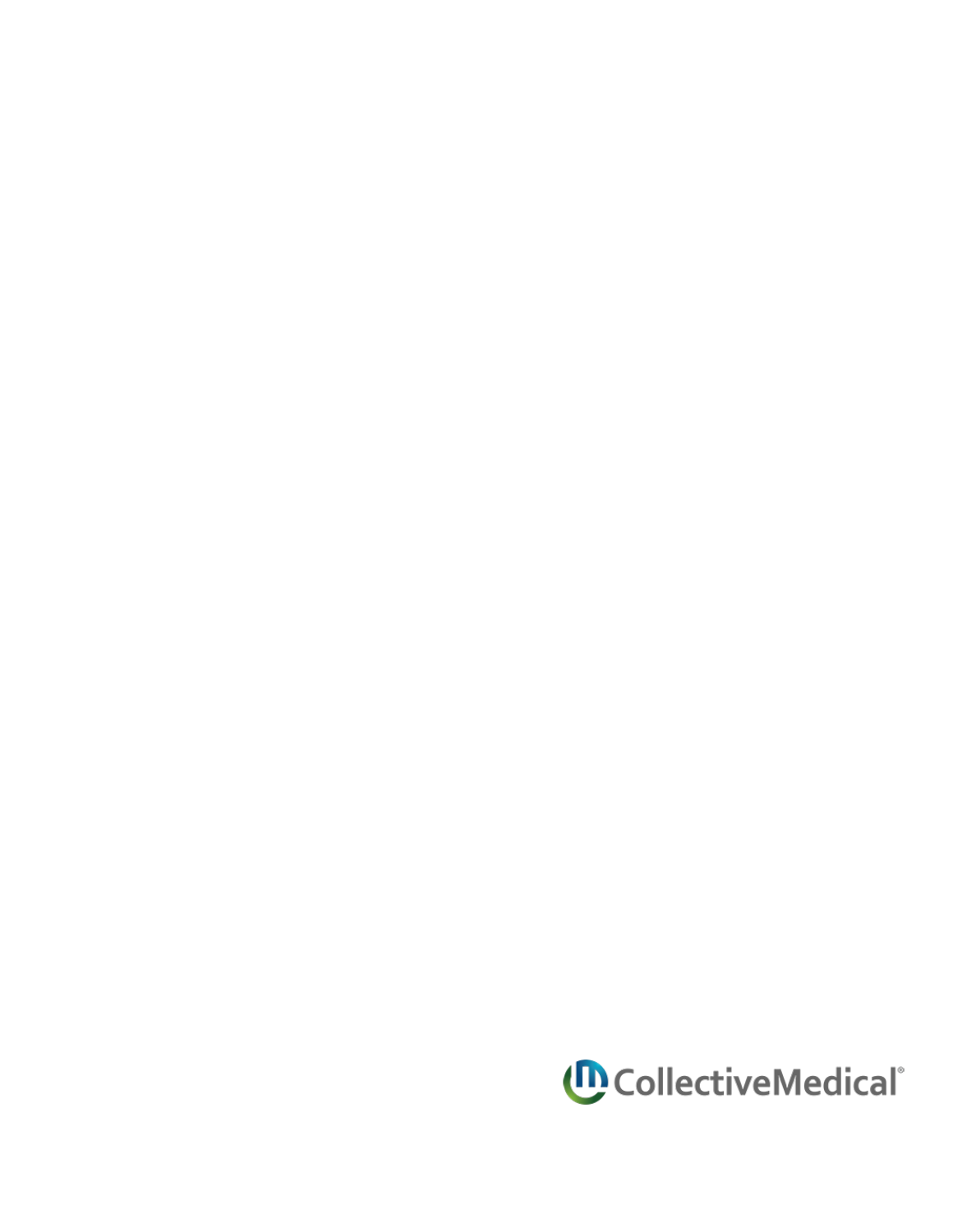CollectiveMedical®